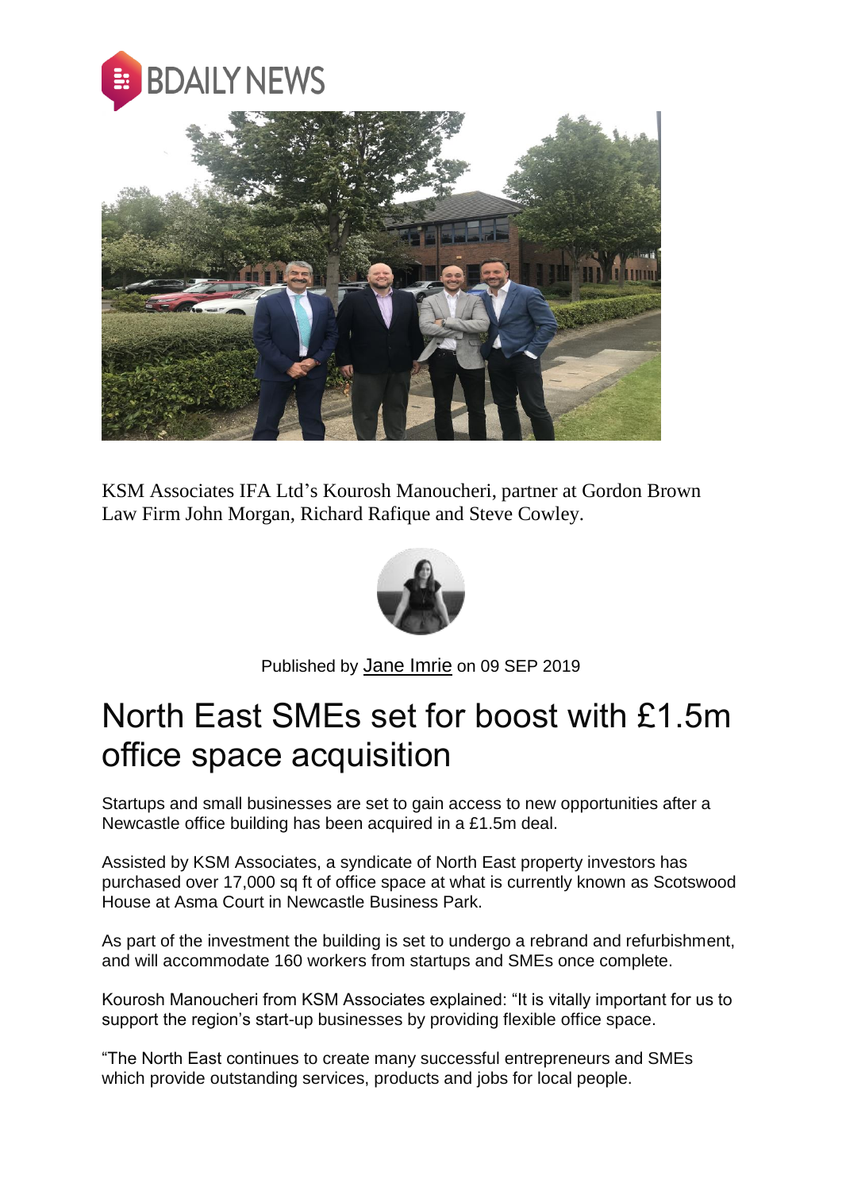BDAILY NEWS

KSM Associates IFA Ltd's Kourosh Manoucheri, partner at Gordon Brown Law Firm John Morgan, Richard Rafique and Steve Cowley.

Published by Jane Imrie on 09 SEP 2019

# North East SMEs set for boost with £1.5m office space acquisition

Startups and small businesses are set to gain access to new opportunities after a Newcastle office building has been acquired in a £1.5m deal.

Assisted by KSM Associates, a syndicate of North East property investors has purchased over 17,000 sq ft of office space at what is currently known as Scotswood House at Asma Court in Newcastle Business Park.

As part of the investment the building is set to undergo a rebrand and refurbishment, and will accommodate 160 workers from startups and SMEs once complete.

Kourosh Manoucheri from KSM Associates explained: "It is vitally important for us to support the region's start-up businesses by providing flexible office space.

"The North East continues to create many successful entrepreneurs and SMEs which provide outstanding services, products and jobs for local people.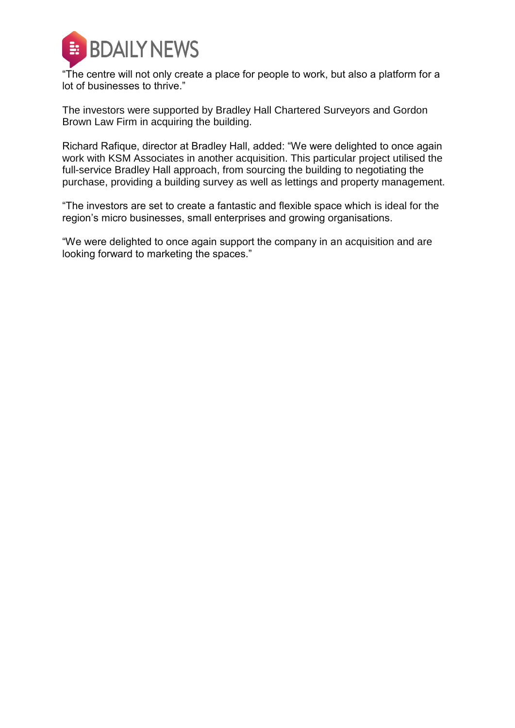"The centre will not only create a place for people to work, but also a platform for a lot of businesses to thrive."

The investors were supported by Bradley Hall Chartered Surveyors and Gordon Brown Law Firm in acquiring the building.

Richard Rafique, director at Bradley Hall, added: "We were delighted to once again work with KSM Associates in another acquisition. This particular project utilised the full-service Bradley Hall approach, from sourcing the building to negotiating the purchase, providing a building survey as well as lettings and property management.

"The investors are set to create a fantastic and flexible space which is ideal for the region's micro businesses, small enterprises and growing organisations.

"We were delighted to once again support the company in an acquisition and are looking forward to marketing the spaces."